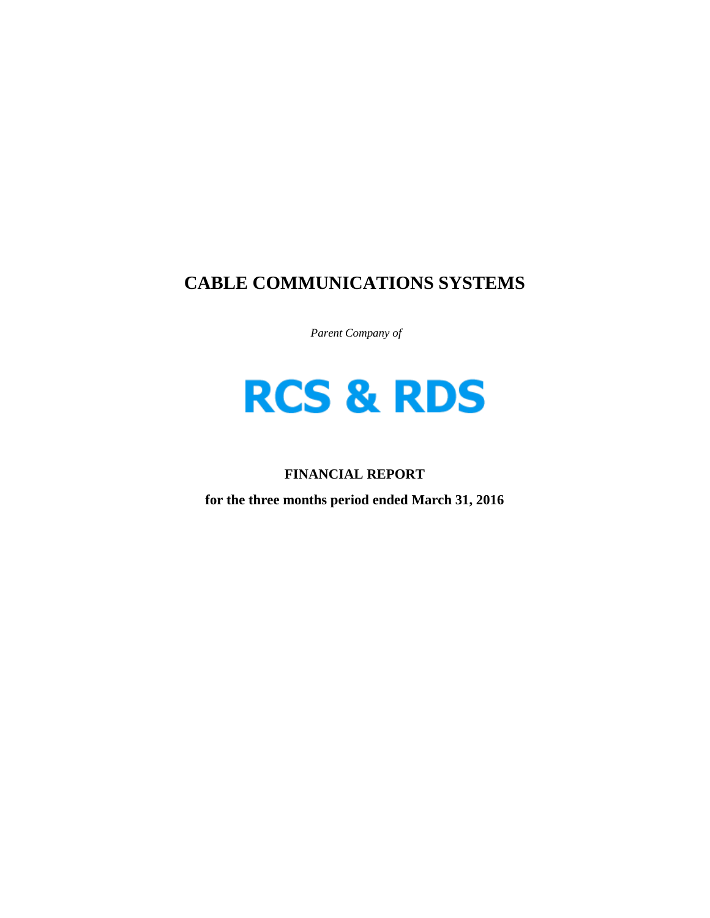# CABLE COMMUNICATIONS SYSTEMS

*Parent Company of*

# RCS & RDS

**FINANCIAL REPORT**

**for the three months period ended March 31, 2016**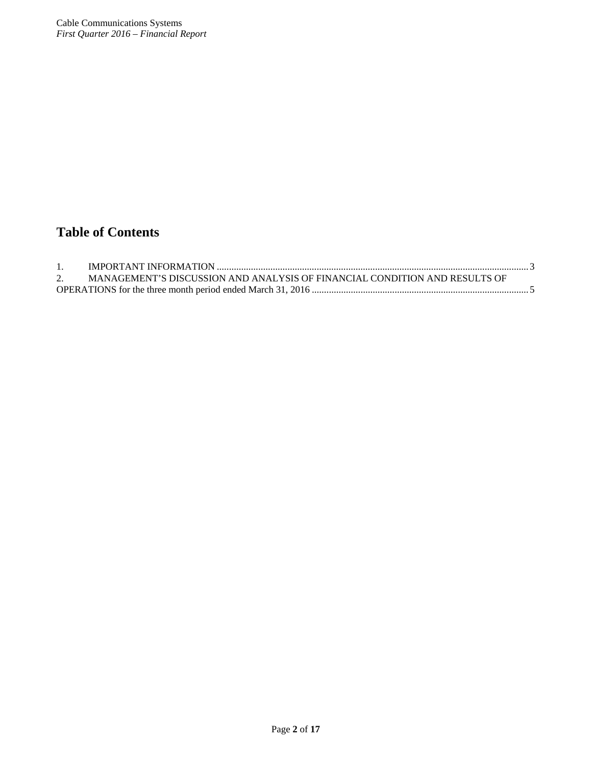# Table of Contents

1. IMPORTANT INFORMATION ............................................................................................................................. 3
2. MANAGEMENT'S DISCUSSION AND ANALYSIS OF FINANCIAL CONDITION AND RESULTS OF OPERATIONS for the three month period ended March 31, 2016 ......................................................................................... 5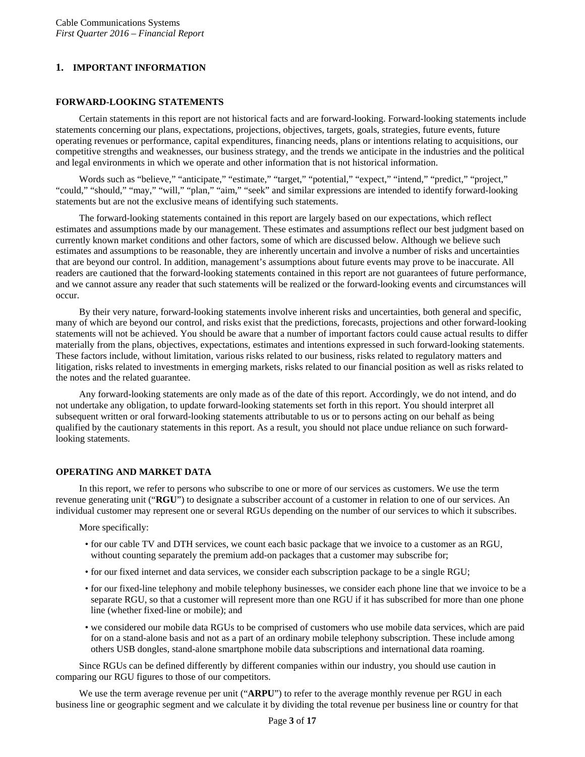## 1. IMPORTANT INFORMATION

### FORWARD-LOOKING STATEMENTS

Certain statements in this report are not historical facts and are forward-looking. Forward-looking statements include statements concerning our plans, expectations, projections, objectives, targets, goals, strategies, future events, future operating revenues or performance, capital expenditures, financing needs, plans or intentions relating to acquisitions, our competitive strengths and weaknesses, our business strategy, and the trends we anticipate in the industries and the political and legal environments in which we operate and other information that is not historical information.

Words such as "believe," "anticipate," "estimate," "target," "potential," "expect," "intend," "predict," "project," "could," "should," "may," "will," "plan," "aim," "seek" and similar expressions are intended to identify forward-looking statements but are not the exclusive means of identifying such statements.

The forward-looking statements contained in this report are largely based on our expectations, which reflect estimates and assumptions made by our management. These estimates and assumptions reflect our best judgment based on currently known market conditions and other factors, some of which are discussed below. Although we believe such estimates and assumptions to be reasonable, they are inherently uncertain and involve a number of risks and uncertainties that are beyond our control. In addition, management's assumptions about future events may prove to be inaccurate. All readers are cautioned that the forward-looking statements contained in this report are not guarantees of future performance, and we cannot assure any reader that such statements will be realized or the forward-looking events and circumstances will occur.

By their very nature, forward-looking statements involve inherent risks and uncertainties, both general and specific, many of which are beyond our control, and risks exist that the predictions, forecasts, projections and other forward-looking statements will not be achieved. You should be aware that a number of important factors could cause actual results to differ materially from the plans, objectives, expectations, estimates and intentions expressed in such forward-looking statements. These factors include, without limitation, various risks related to our business, risks related to regulatory matters and litigation, risks related to investments in emerging markets, risks related to our financial position as well as risks related to the notes and the related guarantee.

Any forward-looking statements are only made as of the date of this report. Accordingly, we do not intend, and do not undertake any obligation, to update forward-looking statements set forth in this report. You should interpret all subsequent written or oral forward-looking statements attributable to us or to persons acting on our behalf as being qualified by the cautionary statements in this report. As a result, you should not place undue reliance on such forward-looking statements.

### OPERATING AND MARKET DATA

In this report, we refer to persons who subscribe to one or more of our services as customers. We use the term revenue generating unit ("**RGU**") to designate a subscriber account of a customer in relation to one of our services. An individual customer may represent one or several RGUs depending on the number of our services to which it subscribes.

More specifically:

- for our cable TV and DTH services, we count each basic package that we invoice to a customer as an RGU, without counting separately the premium add-on packages that a customer may subscribe for;
- for our fixed internet and data services, we consider each subscription package to be a single RGU;
- for our fixed-line telephony and mobile telephony businesses, we consider each phone line that we invoice to be a separate RGU, so that a customer will represent more than one RGU if it has subscribed for more than one phone line (whether fixed-line or mobile); and
- we considered our mobile data RGUs to be comprised of customers who use mobile data services, which are paid for on a stand-alone basis and not as a part of an ordinary mobile telephony subscription. These include among others USB dongles, stand-alone smartphone mobile data subscriptions and international data roaming.

Since RGUs can be defined differently by different companies within our industry, you should use caution in comparing our RGU figures to those of our competitors.

We use the term average revenue per unit ("**ARPU**") to refer to the average monthly revenue per RGU in each business line or geographic segment and we calculate it by dividing the total revenue per business line or country for that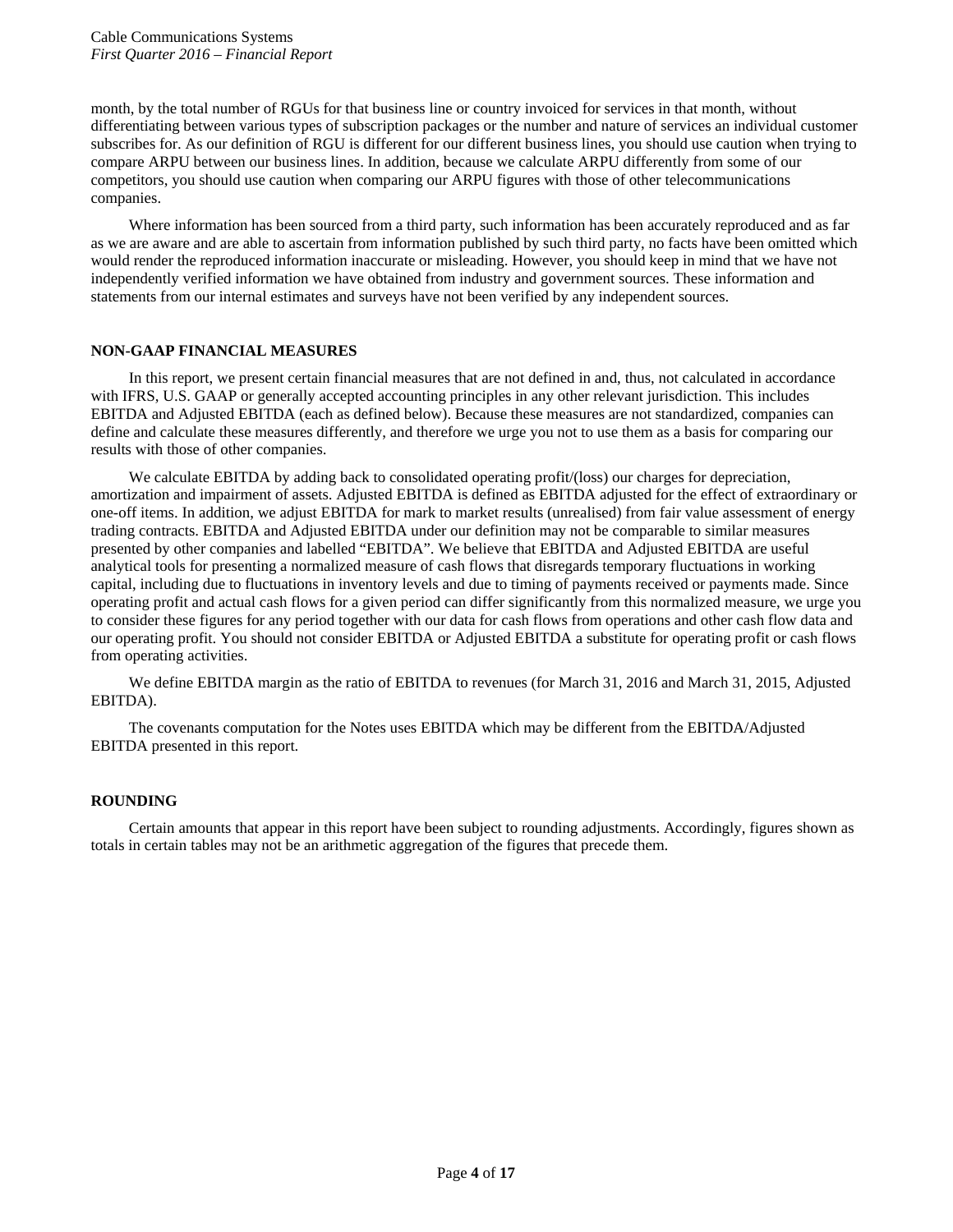month, by the total number of RGUs for that business line or country invoiced for services in that month, without differentiating between various types of subscription packages or the number and nature of services an individual customer subscribes for. As our definition of RGU is different for our different business lines, you should use caution when trying to compare ARPU between our business lines. In addition, because we calculate ARPU differently from some of our competitors, you should use caution when comparing our ARPU figures with those of other telecommunications companies.

Where information has been sourced from a third party, such information has been accurately reproduced and as far as we are aware and are able to ascertain from information published by such third party, no facts have been omitted which would render the reproduced information inaccurate or misleading. However, you should keep in mind that we have not independently verified information we have obtained from industry and government sources. These information and statements from our internal estimates and surveys have not been verified by any independent sources.

## NON-GAAP FINANCIAL MEASURES

In this report, we present certain financial measures that are not defined in and, thus, not calculated in accordance with IFRS, U.S. GAAP or generally accepted accounting principles in any other relevant jurisdiction. This includes EBITDA and Adjusted EBITDA (each as defined below). Because these measures are not standardized, companies can define and calculate these measures differently, and therefore we urge you not to use them as a basis for comparing our results with those of other companies.

We calculate EBITDA by adding back to consolidated operating profit/(loss) our charges for depreciation, amortization and impairment of assets. Adjusted EBITDA is defined as EBITDA adjusted for the effect of extraordinary or one-off items. In addition, we adjust EBITDA for mark to market results (unrealised) from fair value assessment of energy trading contracts. EBITDA and Adjusted EBITDA under our definition may not be comparable to similar measures presented by other companies and labelled "EBITDA". We believe that EBITDA and Adjusted EBITDA are useful analytical tools for presenting a normalized measure of cash flows that disregards temporary fluctuations in working capital, including due to fluctuations in inventory levels and due to timing of payments received or payments made. Since operating profit and actual cash flows for a given period can differ significantly from this normalized measure, we urge you to consider these figures for any period together with our data for cash flows from operations and other cash flow data and our operating profit. You should not consider EBITDA or Adjusted EBITDA a substitute for operating profit or cash flows from operating activities.

We define EBITDA margin as the ratio of EBITDA to revenues (for March 31, 2016 and March 31, 2015, Adjusted EBITDA).

The covenants computation for the Notes uses EBITDA which may be different from the EBITDA/Adjusted EBITDA presented in this report.

## ROUNDING

Certain amounts that appear in this report have been subject to rounding adjustments. Accordingly, figures shown as totals in certain tables may not be an arithmetic aggregation of the figures that precede them.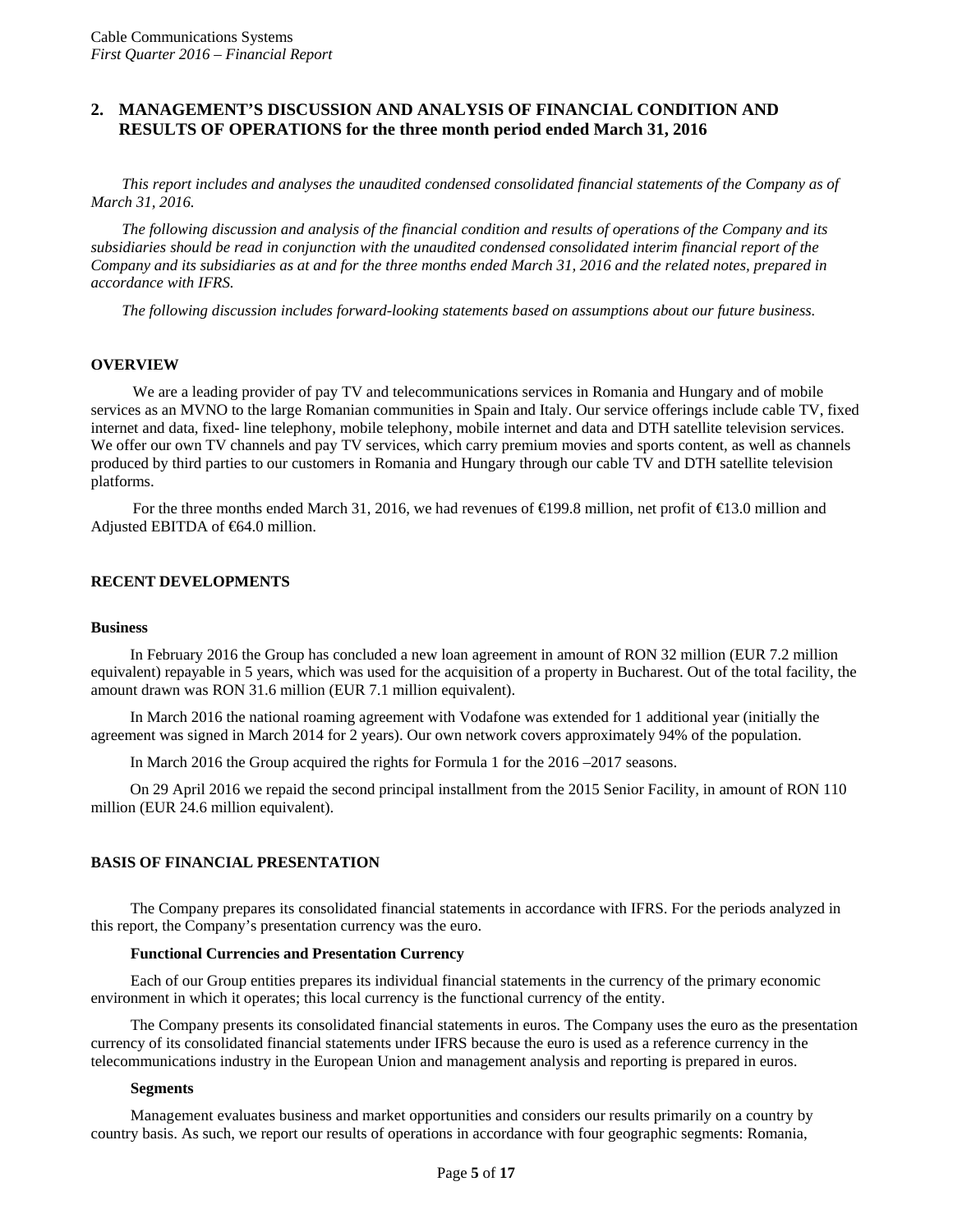## 2. MANAGEMENT'S DISCUSSION AND ANALYSIS OF FINANCIAL CONDITION AND RESULTS OF OPERATIONS for the three month period ended March 31, 2016

*This report includes and analyses the unaudited condensed consolidated financial statements of the Company as of March 31, 2016.*

*The following discussion and analysis of the financial condition and results of operations of the Company and its subsidiaries should be read in conjunction with the unaudited condensed consolidated interim financial report of the Company and its subsidiaries as at and for the three months ended March 31, 2016 and the related notes, prepared in accordance with IFRS.*

*The following discussion includes forward-looking statements based on assumptions about our future business.*

### OVERVIEW

We are a leading provider of pay TV and telecommunications services in Romania and Hungary and of mobile services as an MVNO to the large Romanian communities in Spain and Italy. Our service offerings include cable TV, fixed internet and data, fixed- line telephony, mobile telephony, mobile internet and data and DTH satellite television services. We offer our own TV channels and pay TV services, which carry premium movies and sports content, as well as channels produced by third parties to our customers in Romania and Hungary through our cable TV and DTH satellite television platforms.

For the three months ended March 31, 2016, we had revenues of €199.8 million, net profit of €13.0 million and Adjusted EBITDA of €64.0 million.

### RECENT DEVELOPMENTS

#### Business

In February 2016 the Group has concluded a new loan agreement in amount of RON 32 million (EUR 7.2 million equivalent) repayable in 5 years, which was used for the acquisition of a property in Bucharest. Out of the total facility, the amount drawn was RON 31.6 million (EUR 7.1 million equivalent).

In March 2016 the national roaming agreement with Vodafone was extended for 1 additional year (initially the agreement was signed in March 2014 for 2 years). Our own network covers approximately 94% of the population.

In March 2016 the Group acquired the rights for Formula 1 for the 2016 –2017 seasons.

On 29 April 2016 we repaid the second principal installment from the 2015 Senior Facility, in amount of RON 110 million (EUR 24.6 million equivalent).

### BASIS OF FINANCIAL PRESENTATION

The Company prepares its consolidated financial statements in accordance with IFRS. For the periods analyzed in this report, the Company's presentation currency was the euro.

#### Functional Currencies and Presentation Currency

Each of our Group entities prepares its individual financial statements in the currency of the primary economic environment in which it operates; this local currency is the functional currency of the entity.

The Company presents its consolidated financial statements in euros. The Company uses the euro as the presentation currency of its consolidated financial statements under IFRS because the euro is used as a reference currency in the telecommunications industry in the European Union and management analysis and reporting is prepared in euros.

#### Segments

Management evaluates business and market opportunities and considers our results primarily on a country by country basis. As such, we report our results of operations in accordance with four geographic segments: Romania,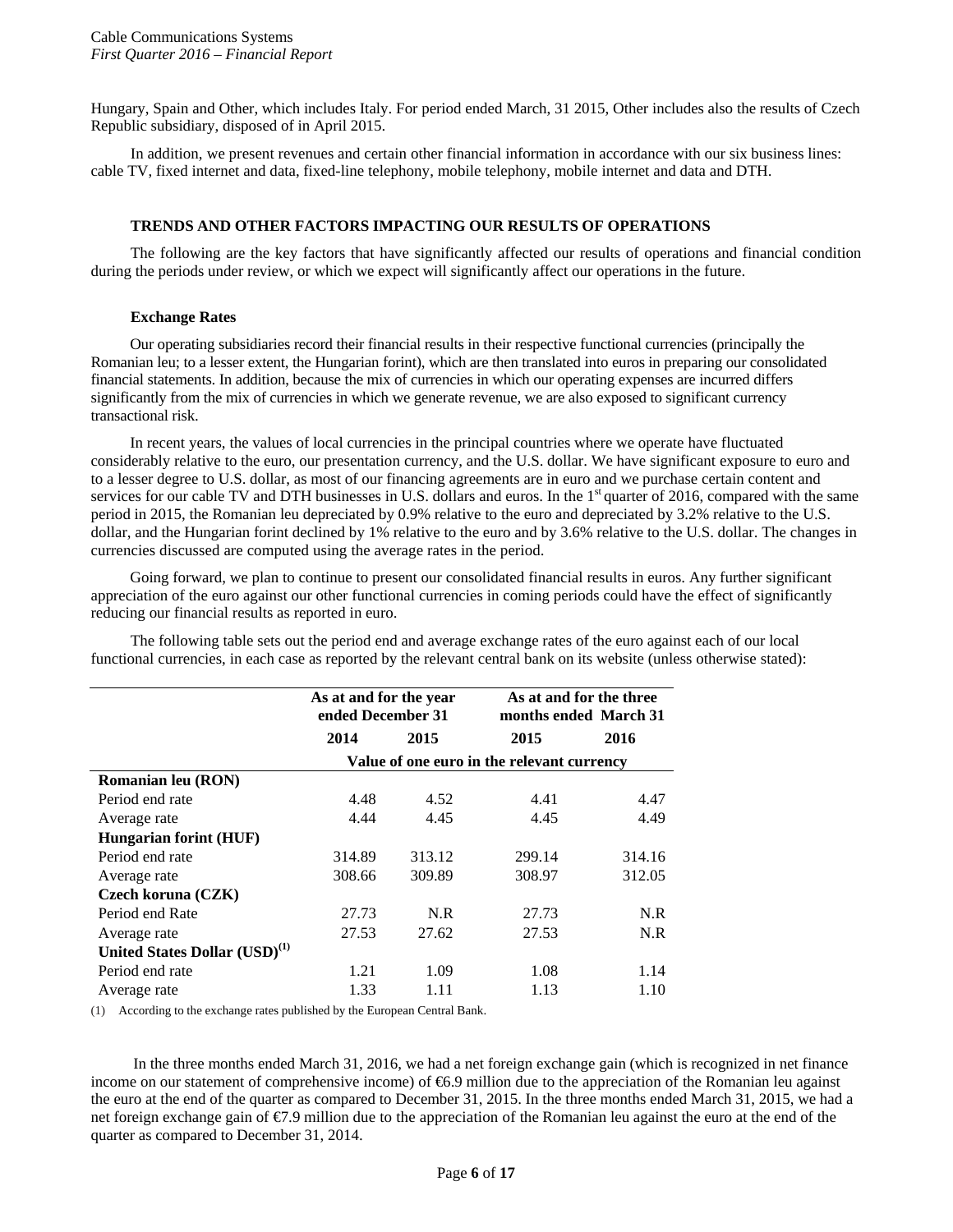Hungary, Spain and Other, which includes Italy. For period ended March, 31 2015, Other includes also the results of Czech Republic subsidiary, disposed of in April 2015.

In addition, we present revenues and certain other financial information in accordance with our six business lines: cable TV, fixed internet and data, fixed-line telephony, mobile telephony, mobile internet and data and DTH.

## TRENDS AND OTHER FACTORS IMPACTING OUR RESULTS OF OPERATIONS

The following are the key factors that have significantly affected our results of operations and financial condition during the periods under review, or which we expect will significantly affect our operations in the future.

### Exchange Rates

Our operating subsidiaries record their financial results in their respective functional currencies (principally the Romanian leu; to a lesser extent, the Hungarian forint), which are then translated into euros in preparing our consolidated financial statements. In addition, because the mix of currencies in which our operating expenses are incurred differs significantly from the mix of currencies in which we generate revenue, we are also exposed to significant currency transactional risk.

In recent years, the values of local currencies in the principal countries where we operate have fluctuated considerably relative to the euro, our presentation currency, and the U.S. dollar. We have significant exposure to euro and to a lesser degree to U.S. dollar, as most of our financing agreements are in euro and we purchase certain content and services for our cable TV and DTH businesses in U.S. dollars and euros. In the 1st quarter of 2016, compared with the same period in 2015, the Romanian leu depreciated by 0.9% relative to the euro and depreciated by 3.2% relative to the U.S. dollar, and the Hungarian forint declined by 1% relative to the euro and by 3.6% relative to the U.S. dollar. The changes in currencies discussed are computed using the average rates in the period.

Going forward, we plan to continue to present our consolidated financial results in euros. Any further significant appreciation of the euro against our other functional currencies in coming periods could have the effect of significantly reducing our financial results as reported in euro.

The following table sets out the period end and average exchange rates of the euro against each of our local functional currencies, in each case as reported by the relevant central bank on its website (unless otherwise stated):

| | As at and for the year ended December 31 | | As at and for the three months ended March 31 | |
|---|---|---|---|---|
| | 2014 | 2015 | 2015 | 2016 |
| | Value of one euro in the relevant currency | | | |
| **Romanian leu (RON)** | | | | |
| Period end rate | 4.48 | 4.52 | 4.41 | 4.47 |
| Average rate | 4.44 | 4.45 | 4.45 | 4.49 |
| **Hungarian forint (HUF)** | | | | |
| Period end rate | 314.89 | 313.12 | 299.14 | 314.16 |
| Average rate | 308.66 | 309.89 | 308.97 | 312.05 |
| **Czech koruna (CZK)** | | | | |
| Period end Rate | 27.73 | N.R | 27.73 | N.R |
| Average rate | 27.53 | 27.62 | 27.53 | N.R |
| **United States Dollar (USD)[(1)]** | | | | |
| Period end rate | 1.21 | 1.09 | 1.08 | 1.14 |
| Average rate | 1.33 | 1.11 | 1.13 | 1.10 |

(1) According to the exchange rates published by the European Central Bank.

In the three months ended March 31, 2016, we had a net foreign exchange gain (which is recognized in net finance income on our statement of comprehensive income) of €6.9 million due to the appreciation of the Romanian leu against the euro at the end of the quarter as compared to December 31, 2015. In the three months ended March 31, 2015, we had a net foreign exchange gain of €7.9 million due to the appreciation of the Romanian leu against the euro at the end of the quarter as compared to December 31, 2014.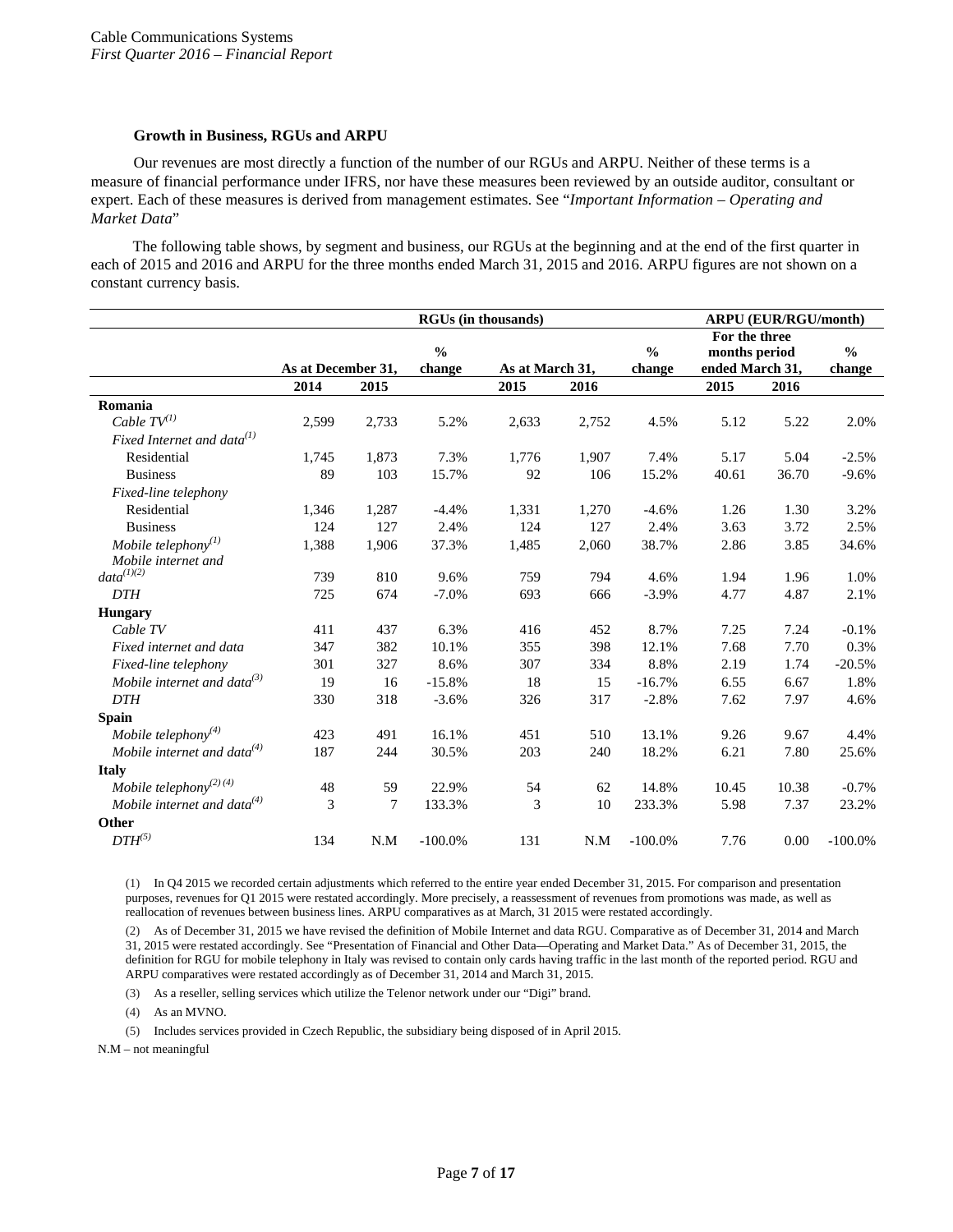### Growth in Business, RGUs and ARPU

Our revenues are most directly a function of the number of our RGUs and ARPU. Neither of these terms is a measure of financial performance under IFRS, nor have these measures been reviewed by an outside auditor, consultant or expert. Each of these measures is derived from management estimates. See "*Important Information – Operating and Market Data*"

The following table shows, by segment and business, our RGUs at the beginning and at the end of the first quarter in each of 2015 and 2016 and ARPU for the three months ended March 31, 2015 and 2016. ARPU figures are not shown on a constant currency basis.

| | RGUs (in thousands) | | | | | | ARPU (EUR/RGU/month) | | |
|---|---|---|---|---|---|---|---|---|---|
| | As at December 31, | | % change | As at March 31, | | % change | For the three months period ended March 31, | | % change |
| | 2014 | 2015 | | 2015 | 2016 | | 2015 | 2016 | |
| **Romania** | | | | | | | | | |
| *Cable TV*(1) | 2,599 | 2,733 | 5.2% | 2,633 | 2,752 | 4.5% | 5.12 | 5.22 | 2.0% |
| *Fixed Internet and data*(1) | | | | | | | | | |
| Residential | 1,745 | 1,873 | 7.3% | 1,776 | 1,907 | 7.4% | 5.17 | 5.04 | -2.5% |
| Business | 89 | 103 | 15.7% | 92 | 106 | 15.2% | 40.61 | 36.70 | -9.6% |
| *Fixed-line telephony* | | | | | | | | | |
| Residential | 1,346 | 1,287 | -4.4% | 1,331 | 1,270 | -4.6% | 1.26 | 1.30 | 3.2% |
| Business | 124 | 127 | 2.4% | 124 | 127 | 2.4% | 3.63 | 3.72 | 2.5% |
| *Mobile telephony*(1) | 1,388 | 1,906 | 37.3% | 1,485 | 2,060 | 38.7% | 2.86 | 3.85 | 34.6% |
| *Mobile internet and data*(1)(2) | 739 | 810 | 9.6% | 759 | 794 | 4.6% | 1.94 | 1.96 | 1.0% |
| *DTH* | 725 | 674 | -7.0% | 693 | 666 | -3.9% | 4.77 | 4.87 | 2.1% |
| **Hungary** | | | | | | | | | |
| *Cable TV* | 411 | 437 | 6.3% | 416 | 452 | 8.7% | 7.25 | 7.24 | -0.1% |
| *Fixed internet and data* | 347 | 382 | 10.1% | 355 | 398 | 12.1% | 7.68 | 7.70 | 0.3% |
| *Fixed-line telephony* | 301 | 327 | 8.6% | 307 | 334 | 8.8% | 2.19 | 1.74 | -20.5% |
| *Mobile internet and data*(3) | 19 | 16 | -15.8% | 18 | 15 | -16.7% | 6.55 | 6.67 | 1.8% |
| *DTH* | 330 | 318 | -3.6% | 326 | 317 | -2.8% | 7.62 | 7.97 | 4.6% |
| **Spain** | | | | | | | | | |
| *Mobile telephony*(4) | 423 | 491 | 16.1% | 451 | 510 | 13.1% | 9.26 | 9.67 | 4.4% |
| *Mobile internet and data*(4) | 187 | 244 | 30.5% | 203 | 240 | 18.2% | 6.21 | 7.80 | 25.6% |
| **Italy** | | | | | | | | | |
| *Mobile telephony*(2) (4) | 48 | 59 | 22.9% | 54 | 62 | 14.8% | 10.45 | 10.38 | -0.7% |
| *Mobile internet and data*(4) | 3 | 7 | 133.3% | 3 | 10 | 233.3% | 5.98 | 7.37 | 23.2% |
| **Other** | | | | | | | | | |
| *DTH*(5) | 134 | N.M | -100.0% | 131 | N.M | -100.0% | 7.76 | 0.00 | -100.0% |

(1) In Q4 2015 we recorded certain adjustments which referred to the entire year ended December 31, 2015. For comparison and presentation purposes, revenues for Q1 2015 were restated accordingly. More precisely, a reassessment of revenues from promotions was made, as well as reallocation of revenues between business lines. ARPU comparatives as at March, 31 2015 were restated accordingly.

(2) As of December 31, 2015 we have revised the definition of Mobile Internet and data RGU. Comparative as of December 31, 2014 and March 31, 2015 were restated accordingly. See "Presentation of Financial and Other Data—Operating and Market Data." As of December 31, 2015, the definition for RGU for mobile telephony in Italy was revised to contain only cards having traffic in the last month of the reported period. RGU and ARPU comparatives were restated accordingly as of December 31, 2014 and March 31, 2015.

(3) As a reseller, selling services which utilize the Telenor network under our "Digi" brand.

(4) As an MVNO.

(5) Includes services provided in Czech Republic, the subsidiary being disposed of in April 2015.

N.M – not meaningful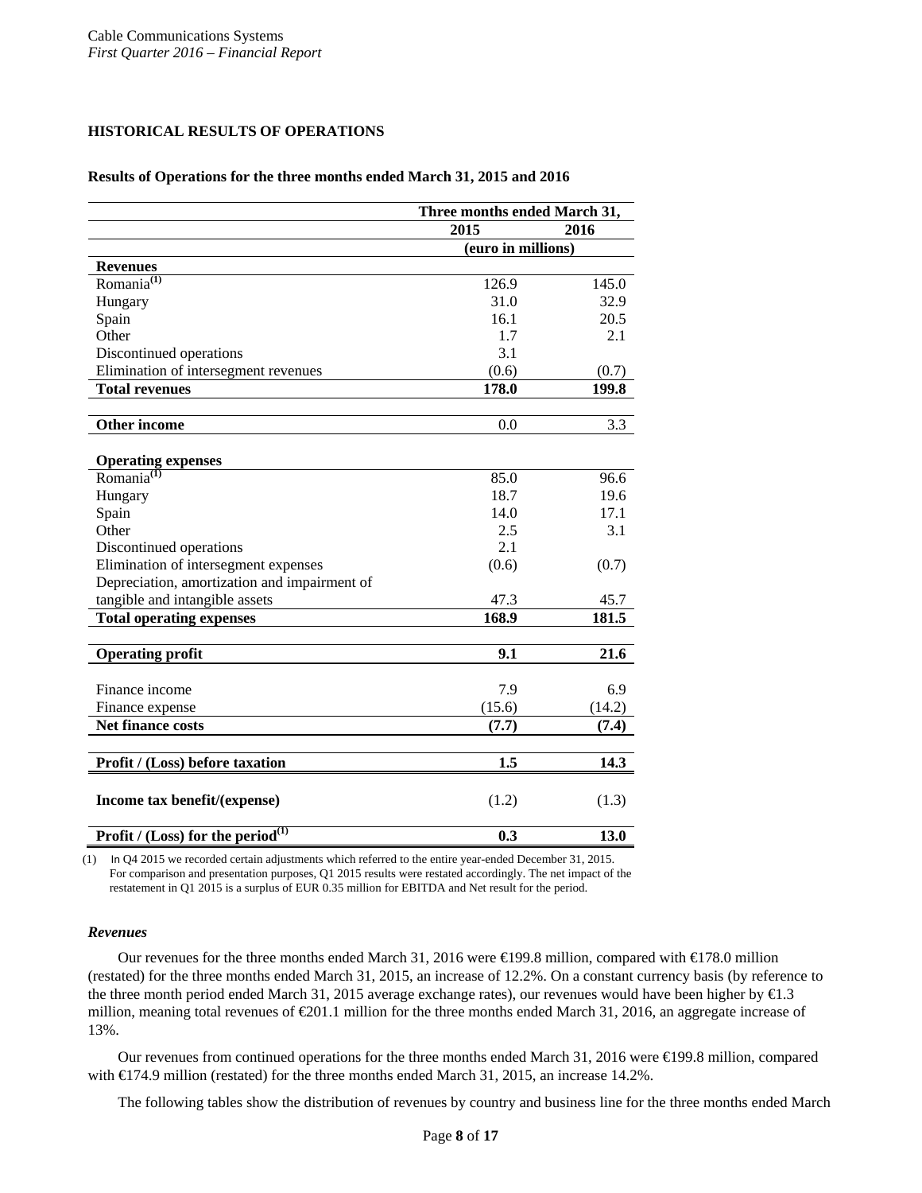## HISTORICAL RESULTS OF OPERATIONS

**Results of Operations for the three months ended March 31, 2015 and 2016**

| | Three months ended March 31, | |
|---|---|---|
| | 2015 | 2016 |
| | (euro in millions) | |
| **Revenues** | | |
| Romania[(1)] | 126.9 | 145.0 |
| Hungary | 31.0 | 32.9 |
| Spain | 16.1 | 20.5 |
| Other | 1.7 | 2.1 |
| Discontinued operations | 3.1 | |
| Elimination of intersegment revenues | (0.6) | (0.7) |
| **Total revenues** | **178.0** | **199.8** |
| **Other income** | 0.0 | 3.3 |
| **Operating expenses** | | |
| Romania[(1)] | 85.0 | 96.6 |
| Hungary | 18.7 | 19.6 |
| Spain | 14.0 | 17.1 |
| Other | 2.5 | 3.1 |
| Discontinued operations | 2.1 | |
| Elimination of intersegment expenses | (0.6) | (0.7) |
| Depreciation, amortization and impairment of tangible and intangible assets | 47.3 | 45.7 |
| **Total operating expenses** | **168.9** | **181.5** |
| **Operating profit** | **9.1** | **21.6** |
| Finance income | 7.9 | 6.9 |
| Finance expense | (15.6) | (14.2) |
| **Net finance costs** | **(7.7)** | **(7.4)** |
| **Profit / (Loss) before taxation** | **1.5** | **14.3** |
| **Income tax benefit/(expense)** | (1.2) | (1.3) |
| **Profit / (Loss) for the period[(1)]** | **0.3** | **13.0** |

(1) In Q4 2015 we recorded certain adjustments which referred to the entire year-ended December 31, 2015. For comparison and presentation purposes, Q1 2015 results were restated accordingly. The net impact of the restatement in Q1 2015 is a surplus of EUR 0.35 million for EBITDA and Net result for the period.

### *Revenues*

Our revenues for the three months ended March 31, 2016 were €199.8 million, compared with €178.0 million (restated) for the three months ended March 31, 2015, an increase of 12.2%. On a constant currency basis (by reference to the three month period ended March 31, 2015 average exchange rates), our revenues would have been higher by €1.3 million, meaning total revenues of €201.1 million for the three months ended March 31, 2016, an aggregate increase of 13%.

Our revenues from continued operations for the three months ended March 31, 2016 were €199.8 million, compared with €174.9 million (restated) for the three months ended March 31, 2015, an increase 14.2%.

The following tables show the distribution of revenues by country and business line for the three months ended March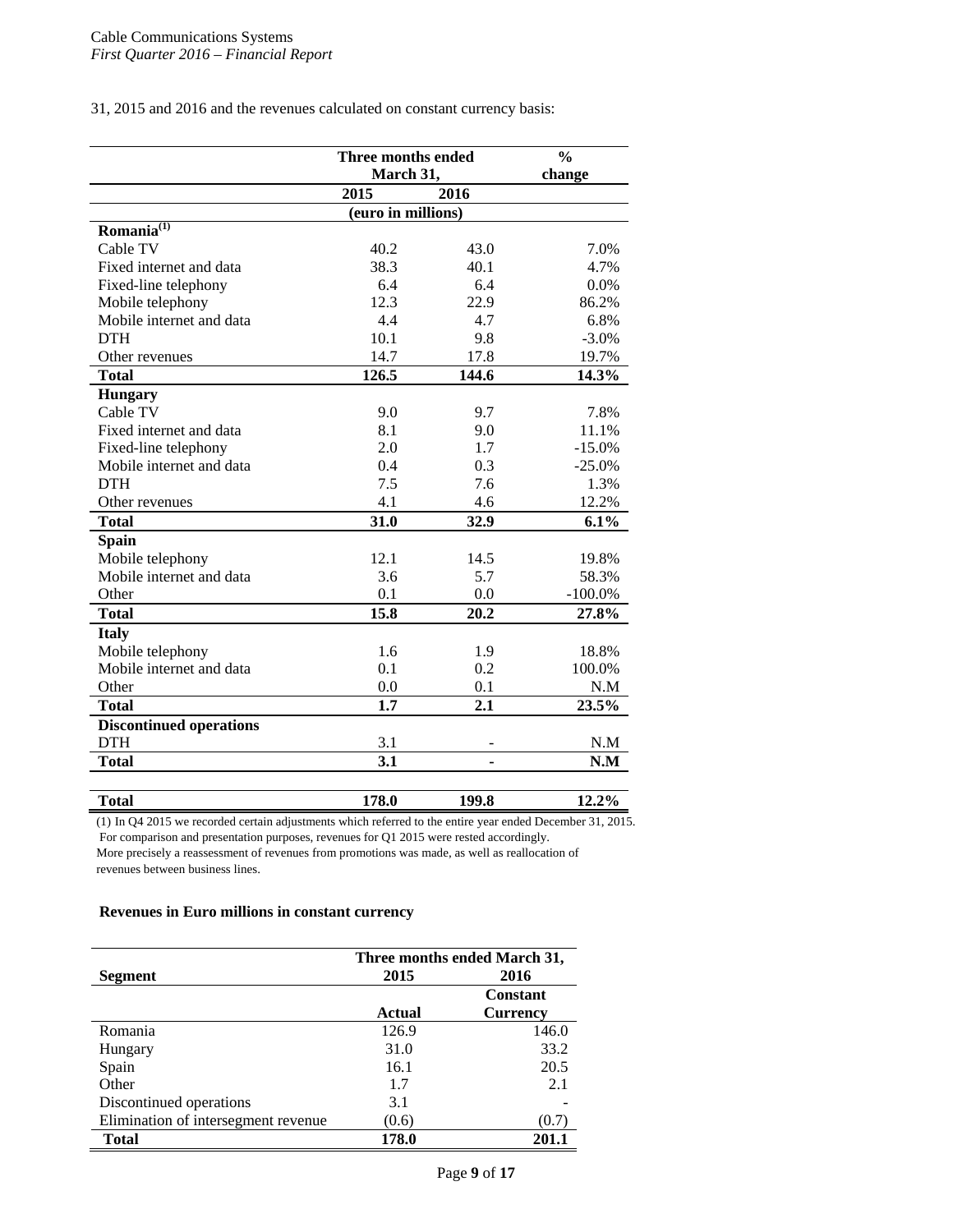31, 2015 and 2016 and the revenues calculated on constant currency basis:

| | Three months ended March 31, | | % change |
|---|---|---|---|
| | 2015 | 2016 | |
| | (euro in millions) | | |
| **Romania**[(1)] | | | |
| Cable TV | 40.2 | 43.0 | 7.0% |
| Fixed internet and data | 38.3 | 40.1 | 4.7% |
| Fixed-line telephony | 6.4 | 6.4 | 0.0% |
| Mobile telephony | 12.3 | 22.9 | 86.2% |
| Mobile internet and data | 4.4 | 4.7 | 6.8% |
| DTH | 10.1 | 9.8 | -3.0% |
| Other revenues | 14.7 | 17.8 | 19.7% |
| **Total** | **126.5** | **144.6** | **14.3%** |
| **Hungary** | | | |
| Cable TV | 9.0 | 9.7 | 7.8% |
| Fixed internet and data | 8.1 | 9.0 | 11.1% |
| Fixed-line telephony | 2.0 | 1.7 | -15.0% |
| Mobile internet and data | 0.4 | 0.3 | -25.0% |
| DTH | 7.5 | 7.6 | 1.3% |
| Other revenues | 4.1 | 4.6 | 12.2% |
| **Total** | **31.0** | **32.9** | **6.1%** |
| **Spain** | | | |
| Mobile telephony | 12.1 | 14.5 | 19.8% |
| Mobile internet and data | 3.6 | 5.7 | 58.3% |
| Other | 0.1 | 0.0 | -100.0% |
| **Total** | **15.8** | **20.2** | **27.8%** |
| **Italy** | | | |
| Mobile telephony | 1.6 | 1.9 | 18.8% |
| Mobile internet and data | 0.1 | 0.2 | 100.0% |
| Other | 0.0 | 0.1 | N.M |
| **Total** | **1.7** | **2.1** | **23.5%** |
| **Discontinued operations** | | | |
| DTH | 3.1 | - | N.M |
| **Total** | **3.1** | **-** | **N.M** |
| **Total** | **178.0** | **199.8** | **12.2%** |

(1) In Q4 2015 we recorded certain adjustments which referred to the entire year ended December 31, 2015. For comparison and presentation purposes, revenues for Q1 2015 were rested accordingly. More precisely a reassessment of revenues from promotions was made, as well as reallocation of revenues between business lines.

**Revenues in Euro millions in constant currency**

| Segment | Three months ended March 31, 2015 | 2016 |
|---|---|---|
| | Actual | Constant Currency |
| Romania | 126.9 | 146.0 |
| Hungary | 31.0 | 33.2 |
| Spain | 16.1 | 20.5 |
| Other | 1.7 | 2.1 |
| Discontinued operations | 3.1 | - |
| Elimination of intersegment revenue | (0.6) | (0.7) |
| **Total** | **178.0** | **201.1** |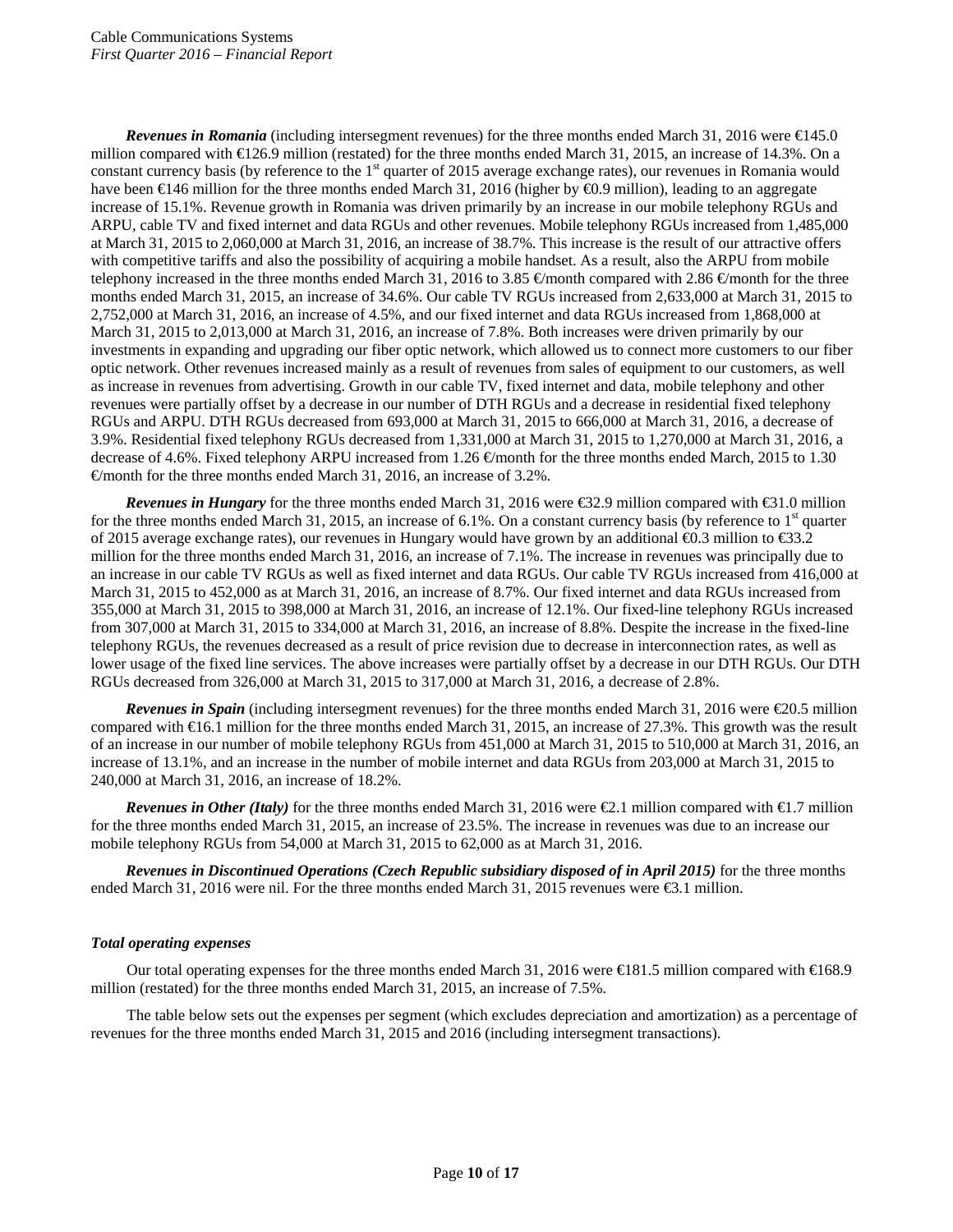***Revenues in Romania*** (including intersegment revenues) for the three months ended March 31, 2016 were €145.0 million compared with €126.9 million (restated) for the three months ended March 31, 2015, an increase of 14.3%. On a constant currency basis (by reference to the 1st quarter of 2015 average exchange rates), our revenues in Romania would have been €146 million for the three months ended March 31, 2016 (higher by €0.9 million), leading to an aggregate increase of 15.1%. Revenue growth in Romania was driven primarily by an increase in our mobile telephony RGUs and ARPU, cable TV and fixed internet and data RGUs and other revenues. Mobile telephony RGUs increased from 1,485,000 at March 31, 2015 to 2,060,000 at March 31, 2016, an increase of 38.7%. This increase is the result of our attractive offers with competitive tariffs and also the possibility of acquiring a mobile handset. As a result, also the ARPU from mobile telephony increased in the three months ended March 31, 2016 to 3.85 €/month compared with 2.86 €/month for the three months ended March 31, 2015, an increase of 34.6%. Our cable TV RGUs increased from 2,633,000 at March 31, 2015 to 2,752,000 at March 31, 2016, an increase of 4.5%, and our fixed internet and data RGUs increased from 1,868,000 at March 31, 2015 to 2,013,000 at March 31, 2016, an increase of 7.8%. Both increases were driven primarily by our investments in expanding and upgrading our fiber optic network, which allowed us to connect more customers to our fiber optic network. Other revenues increased mainly as a result of revenues from sales of equipment to our customers, as well as increase in revenues from advertising. Growth in our cable TV, fixed internet and data, mobile telephony and other revenues were partially offset by a decrease in our number of DTH RGUs and a decrease in residential fixed telephony RGUs and ARPU. DTH RGUs decreased from 693,000 at March 31, 2015 to 666,000 at March 31, 2016, a decrease of 3.9%. Residential fixed telephony RGUs decreased from 1,331,000 at March 31, 2015 to 1,270,000 at March 31, 2016, a decrease of 4.6%. Fixed telephony ARPU increased from 1.26 €/month for the three months ended March, 2015 to 1.30 €/month for the three months ended March 31, 2016, an increase of 3.2%.

***Revenues in Hungary*** for the three months ended March 31, 2016 were €32.9 million compared with €31.0 million for the three months ended March 31, 2015, an increase of 6.1%. On a constant currency basis (by reference to 1st quarter of 2015 average exchange rates), our revenues in Hungary would have grown by an additional €0.3 million to €33.2 million for the three months ended March 31, 2016, an increase of 7.1%. The increase in revenues was principally due to an increase in our cable TV RGUs as well as fixed internet and data RGUs. Our cable TV RGUs increased from 416,000 at March 31, 2015 to 452,000 as at March 31, 2016, an increase of 8.7%. Our fixed internet and data RGUs increased from 355,000 at March 31, 2015 to 398,000 at March 31, 2016, an increase of 12.1%. Our fixed-line telephony RGUs increased from 307,000 at March 31, 2015 to 334,000 at March 31, 2016, an increase of 8.8%. Despite the increase in the fixed-line telephony RGUs, the revenues decreased as a result of price revision due to decrease in interconnection rates, as well as lower usage of the fixed line services. The above increases were partially offset by a decrease in our DTH RGUs. Our DTH RGUs decreased from 326,000 at March 31, 2015 to 317,000 at March 31, 2016, a decrease of 2.8%.

***Revenues in Spain*** (including intersegment revenues) for the three months ended March 31, 2016 were €20.5 million compared with €16.1 million for the three months ended March 31, 2015, an increase of 27.3%. This growth was the result of an increase in our number of mobile telephony RGUs from 451,000 at March 31, 2015 to 510,000 at March 31, 2016, an increase of 13.1%, and an increase in the number of mobile internet and data RGUs from 203,000 at March 31, 2015 to 240,000 at March 31, 2016, an increase of 18.2%.

***Revenues in Other (Italy)*** for the three months ended March 31, 2016 were €2.1 million compared with €1.7 million for the three months ended March 31, 2015, an increase of 23.5%. The increase in revenues was due to an increase our mobile telephony RGUs from 54,000 at March 31, 2015 to 62,000 as at March 31, 2016.

***Revenues in Discontinued Operations (Czech Republic subsidiary disposed of in April 2015)*** for the three months ended March 31, 2016 were nil. For the three months ended March 31, 2015 revenues were €3.1 million.

***Total operating expenses***

Our total operating expenses for the three months ended March 31, 2016 were €181.5 million compared with €168.9 million (restated) for the three months ended March 31, 2015, an increase of 7.5%.

The table below sets out the expenses per segment (which excludes depreciation and amortization) as a percentage of revenues for the three months ended March 31, 2015 and 2016 (including intersegment transactions).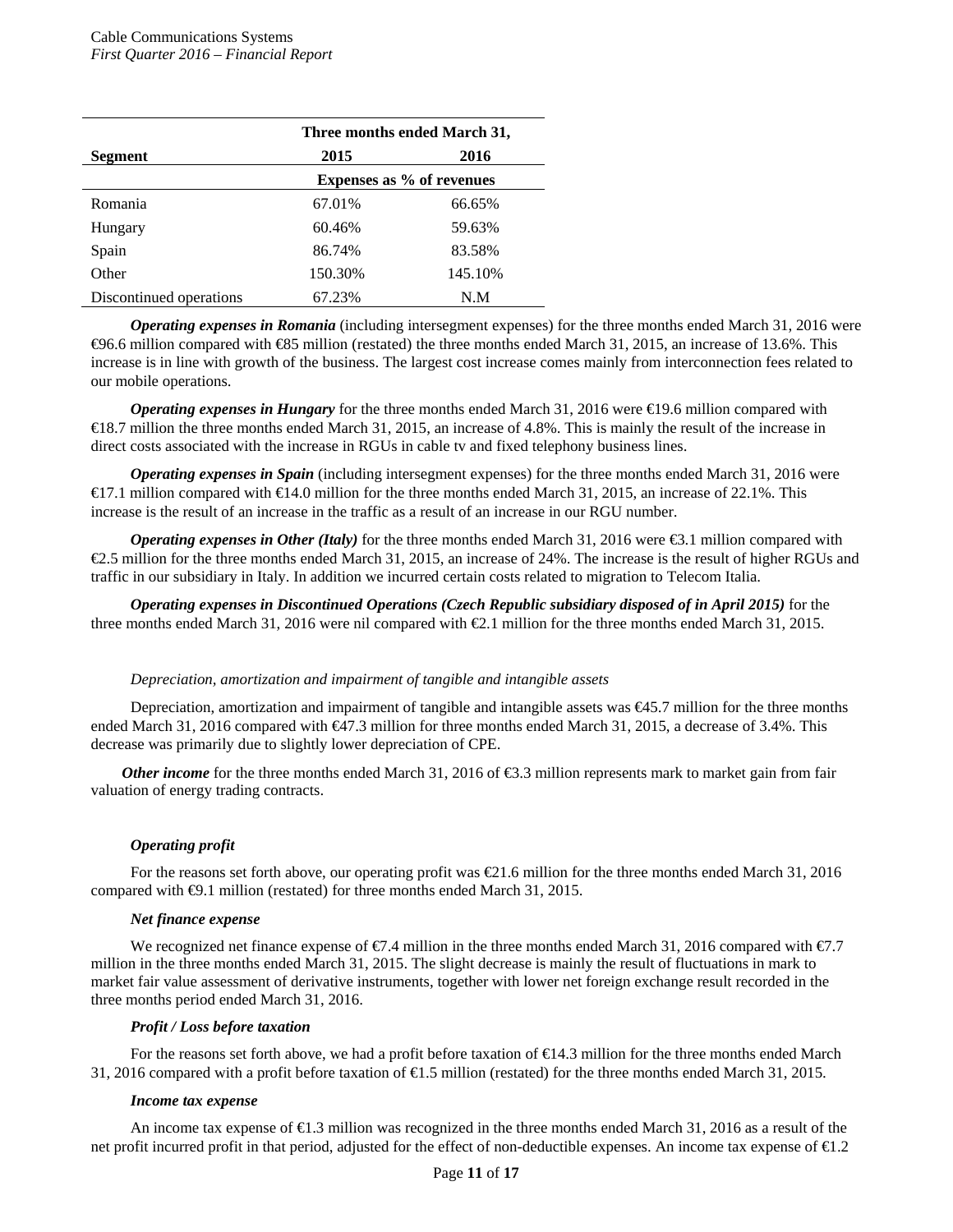| Segment | Three months ended March 31, 2015 | 2016 |
|---|---|---|
| | Expenses as % of revenues | |
| Romania | 67.01% | 66.65% |
| Hungary | 60.46% | 59.63% |
| Spain | 86.74% | 83.58% |
| Other | 150.30% | 145.10% |
| Discontinued operations | 67.23% | N.M |

***Operating expenses in Romania*** (including intersegment expenses) for the three months ended March 31, 2016 were €96.6 million compared with €85 million (restated) the three months ended March 31, 2015, an increase of 13.6%. This increase is in line with growth of the business. The largest cost increase comes mainly from interconnection fees related to our mobile operations.

***Operating expenses in Hungary*** for the three months ended March 31, 2016 were €19.6 million compared with €18.7 million the three months ended March 31, 2015, an increase of 4.8%. This is mainly the result of the increase in direct costs associated with the increase in RGUs in cable tv and fixed telephony business lines.

***Operating expenses in Spain*** (including intersegment expenses) for the three months ended March 31, 2016 were €17.1 million compared with €14.0 million for the three months ended March 31, 2015, an increase of 22.1%. This increase is the result of an increase in the traffic as a result of an increase in our RGU number.

***Operating expenses in Other (Italy)*** for the three months ended March 31, 2016 were €3.1 million compared with €2.5 million for the three months ended March 31, 2015, an increase of 24%. The increase is the result of higher RGUs and traffic in our subsidiary in Italy. In addition we incurred certain costs related to migration to Telecom Italia.

***Operating expenses in Discontinued Operations (Czech Republic subsidiary disposed of in April 2015)*** for the three months ended March 31, 2016 were nil compared with €2.1 million for the three months ended March 31, 2015.

*Depreciation, amortization and impairment of tangible and intangible assets*

Depreciation, amortization and impairment of tangible and intangible assets was €45.7 million for the three months ended March 31, 2016 compared with €47.3 million for three months ended March 31, 2015, a decrease of 3.4%. This decrease was primarily due to slightly lower depreciation of CPE.

***Other income*** for the three months ended March 31, 2016 of €3.3 million represents mark to market gain from fair valuation of energy trading contracts.

***Operating profit***

For the reasons set forth above, our operating profit was €21.6 million for the three months ended March 31, 2016 compared with €9.1 million (restated) for three months ended March 31, 2015.

***Net finance expense***

We recognized net finance expense of €7.4 million in the three months ended March 31, 2016 compared with €7.7 million in the three months ended March 31, 2015. The slight decrease is mainly the result of fluctuations in mark to market fair value assessment of derivative instruments, together with lower net foreign exchange result recorded in the three months period ended March 31, 2016.

***Profit / Loss before taxation***

For the reasons set forth above, we had a profit before taxation of €14.3 million for the three months ended March 31, 2016 compared with a profit before taxation of €1.5 million (restated) for the three months ended March 31, 2015.

***Income tax expense***

An income tax expense of €1.3 million was recognized in the three months ended March 31, 2016 as a result of the net profit incurred profit in that period, adjusted for the effect of non-deductible expenses. An income tax expense of €1.2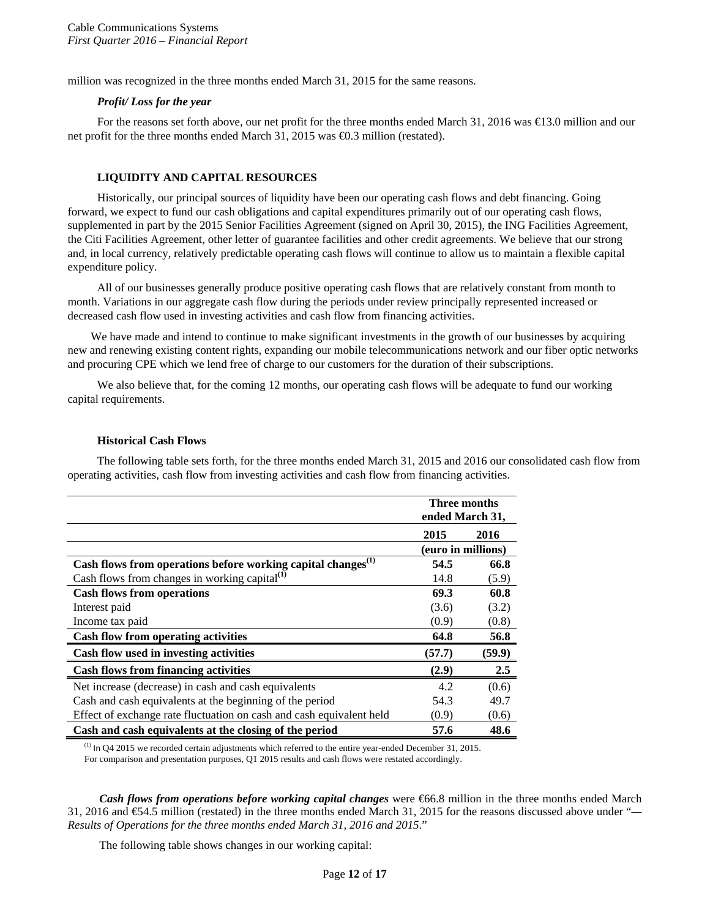million was recognized in the three months ended March 31, 2015 for the same reasons.

***Profit/ Loss for the year***

For the reasons set forth above, our net profit for the three months ended March 31, 2016 was €13.0 million and our net profit for the three months ended March 31, 2015 was €0.3 million (restated).

## LIQUIDITY AND CAPITAL RESOURCES

Historically, our principal sources of liquidity have been our operating cash flows and debt financing. Going forward, we expect to fund our cash obligations and capital expenditures primarily out of our operating cash flows, supplemented in part by the 2015 Senior Facilities Agreement (signed on April 30, 2015), the ING Facilities Agreement, the Citi Facilities Agreement, other letter of guarantee facilities and other credit agreements. We believe that our strong and, in local currency, relatively predictable operating cash flows will continue to allow us to maintain a flexible capital expenditure policy.

All of our businesses generally produce positive operating cash flows that are relatively constant from month to month. Variations in our aggregate cash flow during the periods under review principally represented increased or decreased cash flow used in investing activities and cash flow from financing activities.

We have made and intend to continue to make significant investments in the growth of our businesses by acquiring new and renewing existing content rights, expanding our mobile telecommunications network and our fiber optic networks and procuring CPE which we lend free of charge to our customers for the duration of their subscriptions.

We also believe that, for the coming 12 months, our operating cash flows will be adequate to fund our working capital requirements.

### Historical Cash Flows

The following table sets forth, for the three months ended March 31, 2015 and 2016 our consolidated cash flow from operating activities, cash flow from investing activities and cash flow from financing activities.

| | Three months ended March 31, | |
|---|---|---|
| | 2015 | 2016 |
| | (euro in millions) | |
| **Cash flows from operations before working capital changes[(1)]** | **54.5** | **66.8** |
| Cash flows from changes in working capital[(1)] | 14.8 | (5.9) |
| **Cash flows from operations** | **69.3** | **60.8** |
| Interest paid | (3.6) | (3.2) |
| Income tax paid | (0.9) | (0.8) |
| **Cash flow from operating activities** | **64.8** | **56.8** |
| **Cash flow used in investing activities** | **(57.7)** | **(59.9)** |
| **Cash flows from financing activities** | **(2.9)** | **2.5** |
| Net increase (decrease) in cash and cash equivalents | 4.2 | (0.6) |
| Cash and cash equivalents at the beginning of the period | 54.3 | 49.7 |
| Effect of exchange rate fluctuation on cash and cash equivalent held | (0.9) | (0.6) |
| **Cash and cash equivalents at the closing of the period** | **57.6** | **48.6** |

[(1)] In Q4 2015 we recorded certain adjustments which referred to the entire year-ended December 31, 2015. For comparison and presentation purposes, Q1 2015 results and cash flows were restated accordingly.

***Cash flows from operations before working capital changes*** were €66.8 million in the three months ended March 31, 2016 and €54.5 million (restated) in the three months ended March 31, 2015 for the reasons discussed above under "—*Results of Operations for the three months ended March 31, 2016 and 2015*."

The following table shows changes in our working capital: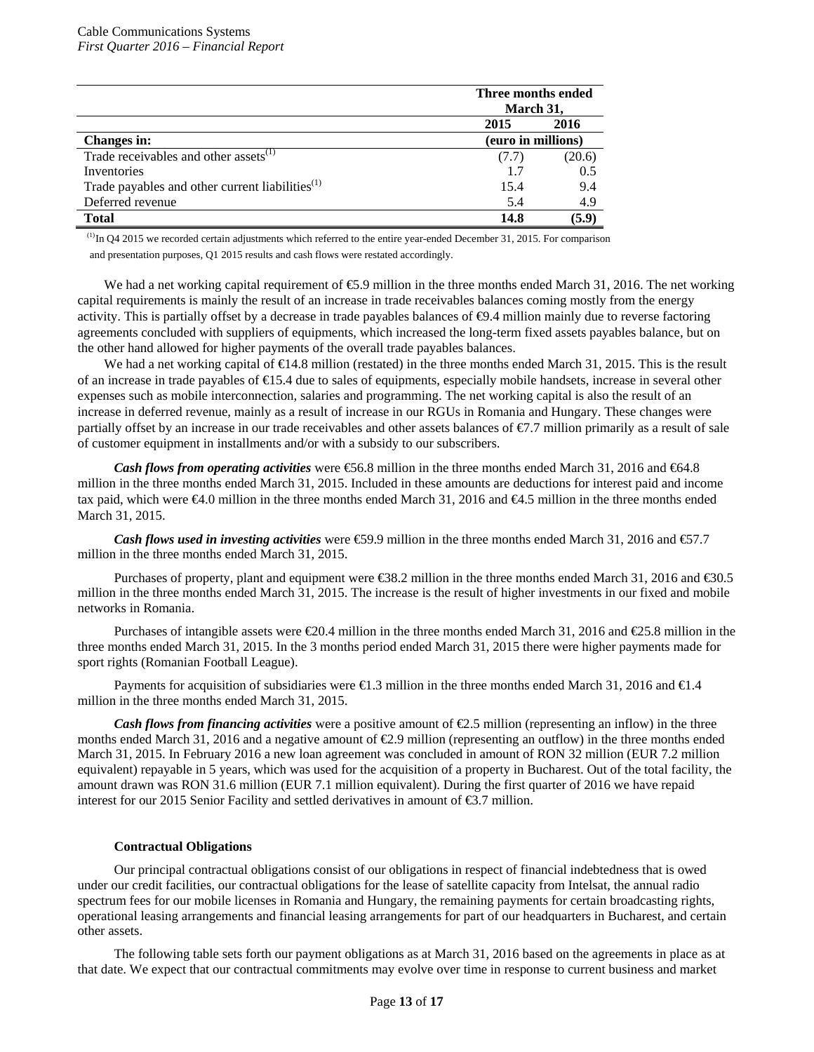| | Three months ended March 31, | |
|---|---|---|
| | 2015 | 2016 |
| **Changes in:** | (euro in millions) | |
| Trade receivables and other assets[(1)] | (7.7) | (20.6) |
| Inventories | 1.7 | 0.5 |
| Trade payables and other current liabilities[(1)] | 15.4 | 9.4 |
| Deferred revenue | 5.4 | 4.9 |
| **Total** | **14.8** | **(5.9)** |

[(1)]In Q4 2015 we recorded certain adjustments which referred to the entire year-ended December 31, 2015. For comparison and presentation purposes, Q1 2015 results and cash flows were restated accordingly.

We had a net working capital requirement of €5.9 million in the three months ended March 31, 2016. The net working capital requirements is mainly the result of an increase in trade receivables balances coming mostly from the energy activity. This is partially offset by a decrease in trade payables balances of €9.4 million mainly due to reverse factoring agreements concluded with suppliers of equipments, which increased the long-term fixed assets payables balance, but on the other hand allowed for higher payments of the overall trade payables balances.

We had a net working capital of €14.8 million (restated) in the three months ended March 31, 2015. This is the result of an increase in trade payables of €15.4 due to sales of equipments, especially mobile handsets, increase in several other expenses such as mobile interconnection, salaries and programming. The net working capital is also the result of an increase in deferred revenue, mainly as a result of increase in our RGUs in Romania and Hungary. These changes were partially offset by an increase in our trade receivables and other assets balances of €7.7 million primarily as a result of sale of customer equipment in installments and/or with a subsidy to our subscribers.

***Cash flows from operating activities*** were €56.8 million in the three months ended March 31, 2016 and €64.8 million in the three months ended March 31, 2015. Included in these amounts are deductions for interest paid and income tax paid, which were €4.0 million in the three months ended March 31, 2016 and €4.5 million in the three months ended March 31, 2015.

***Cash flows used in investing activities*** were €59.9 million in the three months ended March 31, 2016 and €57.7 million in the three months ended March 31, 2015.

Purchases of property, plant and equipment were €38.2 million in the three months ended March 31, 2016 and €30.5 million in the three months ended March 31, 2015. The increase is the result of higher investments in our fixed and mobile networks in Romania.

Purchases of intangible assets were €20.4 million in the three months ended March 31, 2016 and €25.8 million in the three months ended March 31, 2015. In the 3 months period ended March 31, 2015 there were higher payments made for sport rights (Romanian Football League).

Payments for acquisition of subsidiaries were €1.3 million in the three months ended March 31, 2016 and €1.4 million in the three months ended March 31, 2015.

***Cash flows from financing activities*** were a positive amount of €2.5 million (representing an inflow) in the three months ended March 31, 2016 and a negative amount of €2.9 million (representing an outflow) in the three months ended March 31, 2015. In February 2016 a new loan agreement was concluded in amount of RON 32 million (EUR 7.2 million equivalent) repayable in 5 years, which was used for the acquisition of a property in Bucharest. Out of the total facility, the amount drawn was RON 31.6 million (EUR 7.1 million equivalent). During the first quarter of 2016 we have repaid interest for our 2015 Senior Facility and settled derivatives in amount of €3.7 million.

### Contractual Obligations

Our principal contractual obligations consist of our obligations in respect of financial indebtedness that is owed under our credit facilities, our contractual obligations for the lease of satellite capacity from Intelsat, the annual radio spectrum fees for our mobile licenses in Romania and Hungary, the remaining payments for certain broadcasting rights, operational leasing arrangements and financial leasing arrangements for part of our headquarters in Bucharest, and certain other assets.

The following table sets forth our payment obligations as at March 31, 2016 based on the agreements in place as at that date. We expect that our contractual commitments may evolve over time in response to current business and market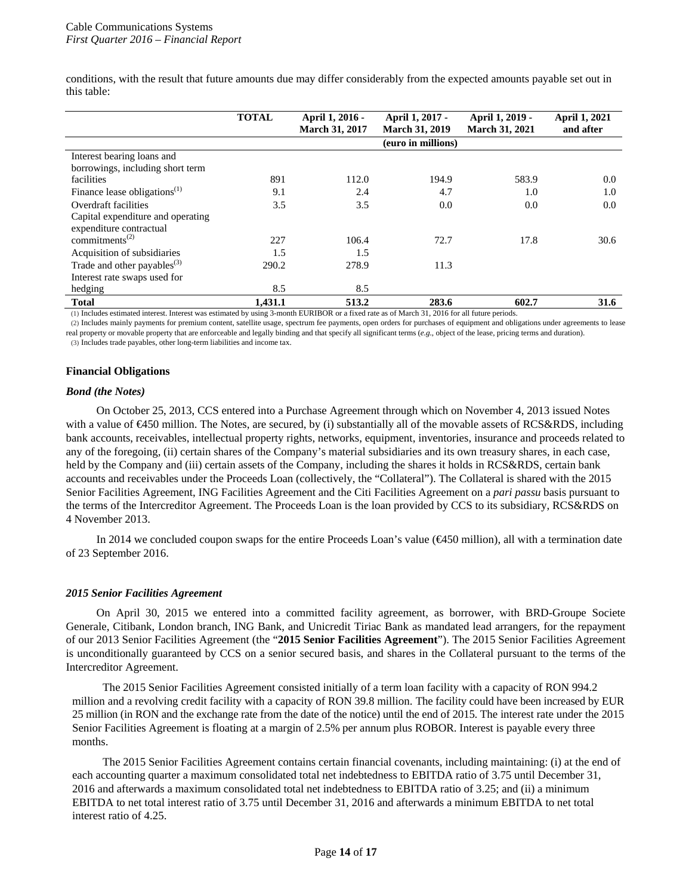conditions, with the result that future amounts due may differ considerably from the expected amounts payable set out in this table:

| | TOTAL | April 1, 2016 - March 31, 2017 | April 1, 2017 - March 31, 2019 | April 1, 2019 - March 31, 2021 | April 1, 2021 and after |
|---|---|---|---|---|---|
| | | | (euro in millions) | | |
| Interest bearing loans and borrowings, including short term facilities | 891 | 112.0 | 194.9 | 583.9 | 0.0 |
| Finance lease obligations(1) | 9.1 | 2.4 | 4.7 | 1.0 | 1.0 |
| Overdraft facilities | 3.5 | 3.5 | 0.0 | 0.0 | 0.0 |
| Capital expenditure and operating expenditure contractual commitments(2) | 227 | 106.4 | 72.7 | 17.8 | 30.6 |
| Acquisition of subsidiaries | 1.5 | 1.5 | | | |
| Trade and other payables(3) | 290.2 | 278.9 | 11.3 | | |
| Interest rate swaps used for hedging | 8.5 | 8.5 | | | |
| **Total** | **1,431.1** | **513.2** | **283.6** | **602.7** | **31.6** |

(1) Includes estimated interest. Interest was estimated by using 3-month EURIBOR or a fixed rate as of March 31, 2016 for all future periods.

(2) Includes mainly payments for premium content, satellite usage, spectrum fee payments, open orders for purchases of equipment and obligations under agreements to lease real property or movable property that are enforceable and legally binding and that specify all significant terms (*e.g.*, object of the lease, pricing terms and duration).

(3) Includes trade payables, other long-term liabilities and income tax.

**Financial Obligations**

***Bond (the Notes)***

On October 25, 2013, CCS entered into a Purchase Agreement through which on November 4, 2013 issued Notes with a value of €450 million. The Notes, are secured, by (i) substantially all of the movable assets of RCS&RDS, including bank accounts, receivables, intellectual property rights, networks, equipment, inventories, insurance and proceeds related to any of the foregoing, (ii) certain shares of the Company's material subsidiaries and its own treasury shares, in each case, held by the Company and (iii) certain assets of the Company, including the shares it holds in RCS&RDS, certain bank accounts and receivables under the Proceeds Loan (collectively, the "Collateral"). The Collateral is shared with the 2015 Senior Facilities Agreement, ING Facilities Agreement and the Citi Facilities Agreement on a *pari passu* basis pursuant to the terms of the Intercreditor Agreement. The Proceeds Loan is the loan provided by CCS to its subsidiary, RCS&RDS on 4 November 2013.

In 2014 we concluded coupon swaps for the entire Proceeds Loan's value (€450 million), all with a termination date of 23 September 2016.

***2015 Senior Facilities Agreement***

On April 30, 2015 we entered into a committed facility agreement, as borrower, with BRD-Groupe Societe Generale, Citibank, London branch, ING Bank, and Unicredit Tiriac Bank as mandated lead arrangers, for the repayment of our 2013 Senior Facilities Agreement (the "**2015 Senior Facilities Agreement**"). The 2015 Senior Facilities Agreement is unconditionally guaranteed by CCS on a senior secured basis, and shares in the Collateral pursuant to the terms of the Intercreditor Agreement.

The 2015 Senior Facilities Agreement consisted initially of a term loan facility with a capacity of RON 994.2 million and a revolving credit facility with a capacity of RON 39.8 million. The facility could have been increased by EUR 25 million (in RON and the exchange rate from the date of the notice) until the end of 2015. The interest rate under the 2015 Senior Facilities Agreement is floating at a margin of 2.5% per annum plus ROBOR. Interest is payable every three months.

The 2015 Senior Facilities Agreement contains certain financial covenants, including maintaining: (i) at the end of each accounting quarter a maximum consolidated total net indebtedness to EBITDA ratio of 3.75 until December 31, 2016 and afterwards a maximum consolidated total net indebtedness to EBITDA ratio of 3.25; and (ii) a minimum EBITDA to net total interest ratio of 3.75 until December 31, 2016 and afterwards a minimum EBITDA to net total interest ratio of 4.25.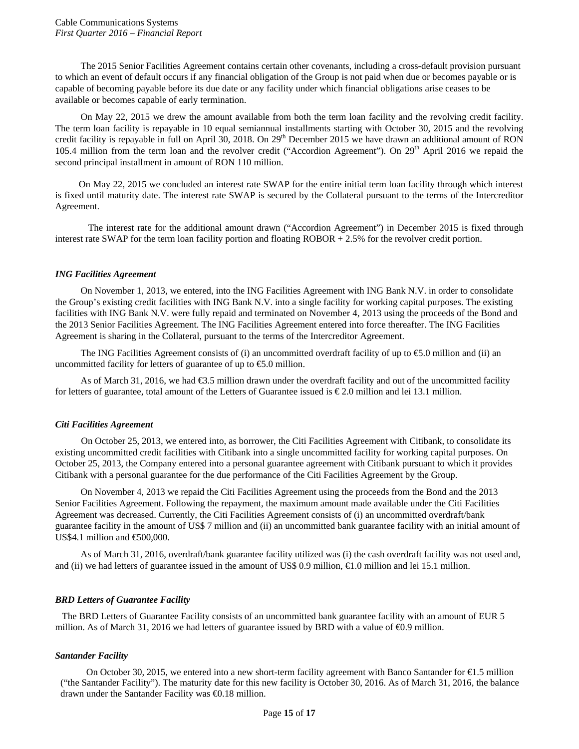The 2015 Senior Facilities Agreement contains certain other covenants, including a cross-default provision pursuant to which an event of default occurs if any financial obligation of the Group is not paid when due or becomes payable or is capable of becoming payable before its due date or any facility under which financial obligations arise ceases to be available or becomes capable of early termination.

On May 22, 2015 we drew the amount available from both the term loan facility and the revolving credit facility. The term loan facility is repayable in 10 equal semiannual installments starting with October 30, 2015 and the revolving credit facility is repayable in full on April 30, 2018. On 29th December 2015 we have drawn an additional amount of RON 105.4 million from the term loan and the revolver credit ("Accordion Agreement"). On 29th April 2016 we repaid the second principal installment in amount of RON 110 million.

On May 22, 2015 we concluded an interest rate SWAP for the entire initial term loan facility through which interest is fixed until maturity date. The interest rate SWAP is secured by the Collateral pursuant to the terms of the Intercreditor Agreement.

The interest rate for the additional amount drawn ("Accordion Agreement") in December 2015 is fixed through interest rate SWAP for the term loan facility portion and floating ROBOR + 2.5% for the revolver credit portion.

### *ING Facilities Agreement*

On November 1, 2013, we entered, into the ING Facilities Agreement with ING Bank N.V. in order to consolidate the Group's existing credit facilities with ING Bank N.V. into a single facility for working capital purposes. The existing facilities with ING Bank N.V. were fully repaid and terminated on November 4, 2013 using the proceeds of the Bond and the 2013 Senior Facilities Agreement. The ING Facilities Agreement entered into force thereafter. The ING Facilities Agreement is sharing in the Collateral, pursuant to the terms of the Intercreditor Agreement.

The ING Facilities Agreement consists of (i) an uncommitted overdraft facility of up to €5.0 million and (ii) an uncommitted facility for letters of guarantee of up to €5.0 million.

As of March 31, 2016, we had €3.5 million drawn under the overdraft facility and out of the uncommitted facility for letters of guarantee, total amount of the Letters of Guarantee issued is € 2.0 million and lei 13.1 million.

### *Citi Facilities Agreement*

On October 25, 2013, we entered into, as borrower, the Citi Facilities Agreement with Citibank, to consolidate its existing uncommitted credit facilities with Citibank into a single uncommitted facility for working capital purposes. On October 25, 2013, the Company entered into a personal guarantee agreement with Citibank pursuant to which it provides Citibank with a personal guarantee for the due performance of the Citi Facilities Agreement by the Group.

On November 4, 2013 we repaid the Citi Facilities Agreement using the proceeds from the Bond and the 2013 Senior Facilities Agreement. Following the repayment, the maximum amount made available under the Citi Facilities Agreement was decreased. Currently, the Citi Facilities Agreement consists of (i) an uncommitted overdraft/bank guarantee facility in the amount of US$ 7 million and (ii) an uncommitted bank guarantee facility with an initial amount of US$4.1 million and €500,000.

As of March 31, 2016, overdraft/bank guarantee facility utilized was (i) the cash overdraft facility was not used and, and (ii) we had letters of guarantee issued in the amount of US$ 0.9 million, €1.0 million and lei 15.1 million.

### *BRD Letters of Guarantee Facility*

The BRD Letters of Guarantee Facility consists of an uncommitted bank guarantee facility with an amount of EUR 5 million. As of March 31, 2016 we had letters of guarantee issued by BRD with a value of €0.9 million.

### *Santander Facility*

On October 30, 2015, we entered into a new short-term facility agreement with Banco Santander for €1.5 million ("the Santander Facility"). The maturity date for this new facility is October 30, 2016. As of March 31, 2016, the balance drawn under the Santander Facility was €0.18 million.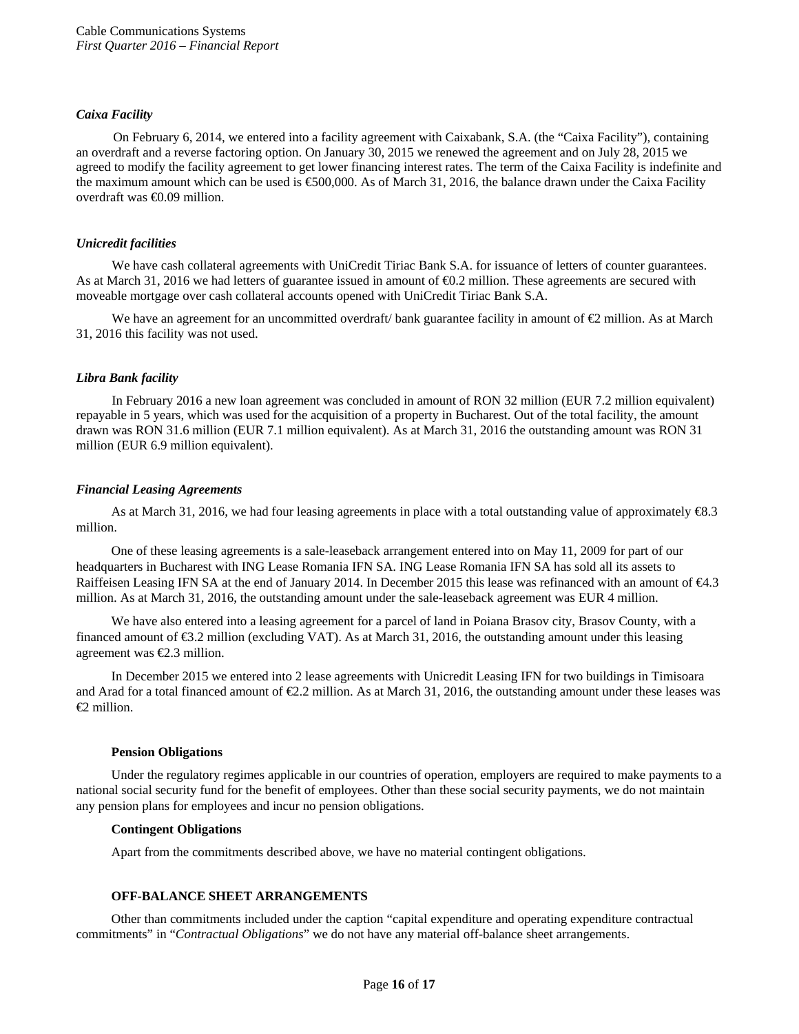### *Caixa Facility*

On February 6, 2014, we entered into a facility agreement with Caixabank, S.A. (the "Caixa Facility"), containing an overdraft and a reverse factoring option. On January 30, 2015 we renewed the agreement and on July 28, 2015 we agreed to modify the facility agreement to get lower financing interest rates. The term of the Caixa Facility is indefinite and the maximum amount which can be used is €500,000. As of March 31, 2016, the balance drawn under the Caixa Facility overdraft was €0.09 million.

### *Unicredit facilities*

We have cash collateral agreements with UniCredit Tiriac Bank S.A. for issuance of letters of counter guarantees. As at March 31, 2016 we had letters of guarantee issued in amount of €0.2 million. These agreements are secured with moveable mortgage over cash collateral accounts opened with UniCredit Tiriac Bank S.A.

We have an agreement for an uncommitted overdraft/ bank guarantee facility in amount of €2 million. As at March 31, 2016 this facility was not used.

### *Libra Bank facility*

In February 2016 a new loan agreement was concluded in amount of RON 32 million (EUR 7.2 million equivalent) repayable in 5 years, which was used for the acquisition of a property in Bucharest. Out of the total facility, the amount drawn was RON 31.6 million (EUR 7.1 million equivalent). As at March 31, 2016 the outstanding amount was RON 31 million (EUR 6.9 million equivalent).

### *Financial Leasing Agreements*

As at March 31, 2016, we had four leasing agreements in place with a total outstanding value of approximately €8.3 million.

One of these leasing agreements is a sale-leaseback arrangement entered into on May 11, 2009 for part of our headquarters in Bucharest with ING Lease Romania IFN SA. ING Lease Romania IFN SA has sold all its assets to Raiffeisen Leasing IFN SA at the end of January 2014. In December 2015 this lease was refinanced with an amount of €4.3 million. As at March 31, 2016, the outstanding amount under the sale-leaseback agreement was EUR 4 million.

We have also entered into a leasing agreement for a parcel of land in Poiana Brasov city, Brasov County, with a financed amount of €3.2 million (excluding VAT). As at March 31, 2016, the outstanding amount under this leasing agreement was €2.3 million.

In December 2015 we entered into 2 lease agreements with Unicredit Leasing IFN for two buildings in Timisoara and Arad for a total financed amount of €2.2 million. As at March 31, 2016, the outstanding amount under these leases was €2 million.

### **Pension Obligations**

Under the regulatory regimes applicable in our countries of operation, employers are required to make payments to a national social security fund for the benefit of employees. Other than these social security payments, we do not maintain any pension plans for employees and incur no pension obligations.

### **Contingent Obligations**

Apart from the commitments described above, we have no material contingent obligations.

## **OFF-BALANCE SHEET ARRANGEMENTS**

Other than commitments included under the caption "capital expenditure and operating expenditure contractual commitments" in "*Contractual Obligations*" we do not have any material off-balance sheet arrangements.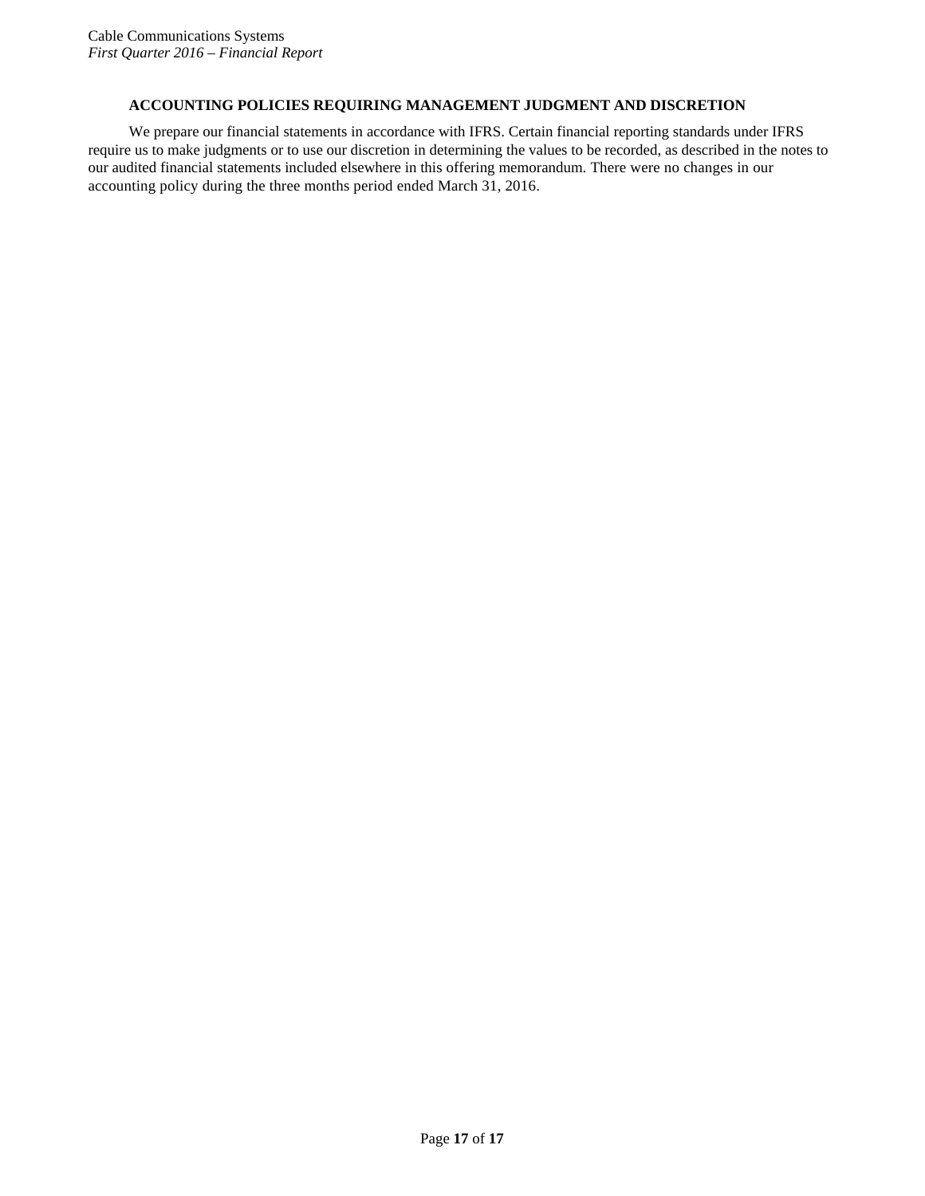### ACCOUNTING POLICIES REQUIRING MANAGEMENT JUDGMENT AND DISCRETION

We prepare our financial statements in accordance with IFRS. Certain financial reporting standards under IFRS require us to make judgments or to use our discretion in determining the values to be recorded, as described in the notes to our audited financial statements included elsewhere in this offering memorandum. There were no changes in our accounting policy during the three months period ended March 31, 2016.